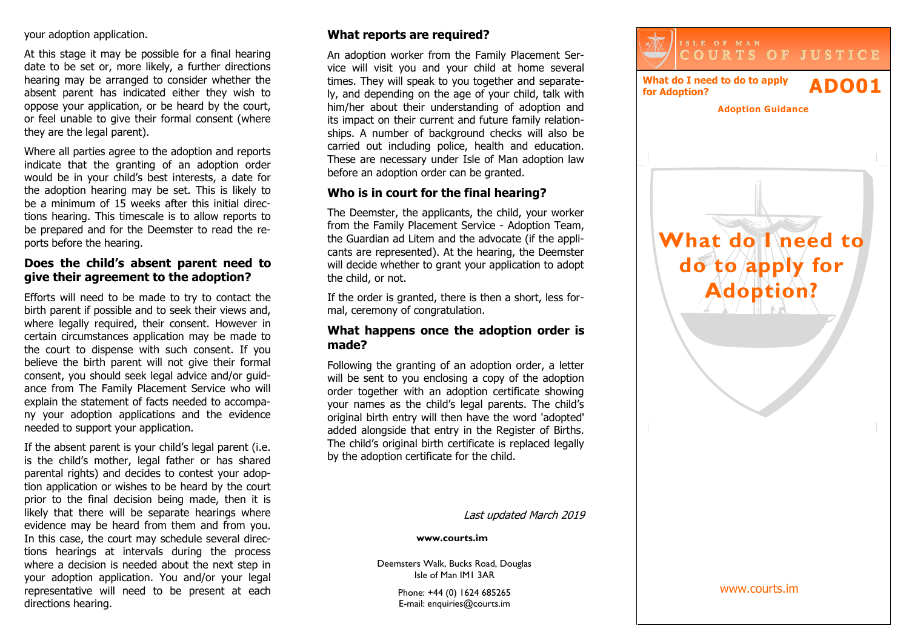your adoption application.

At this stage it may be possible for a final hearing date to be set or, more likely, a further directions hearing may be arranged to consider whether the absent parent has indicated either they wish to oppose your application, or be heard by the court, or feel unable to give their formal consent (where they are the legal parent).

Where all parties agree to the adoption and reports indicate that the granting of an adoption order would be in your child's best interests, a date for the adoption hearing may be set. This is likely to be a minimum of 15 weeks after this initial directions hearing. This timescale is to allow reports to be prepared and for the Deemster to read the reports before the hearing.

### Does the child's absent parent need to give their agreement to the adoption?

Efforts will need to be made to try to contact the birth parent if possible and to seek their views and, where legally required, their consent. However in certain circumstances application may be made to the court to dispense with such consent. If you believe the birth parent will not give their formal consent, you should seek legal advice and/or guidance from The Family Placement Service who will explain the statement of facts needed to accompany your adoption applications and the evidence needed to support your application.

If the absent parent is your child's legal parent (i.e. is the child's mother, legal father or has shared parental rights) and decides to contest your adoption application or wishes to be heard by the court prior to the final decision being made, then it is likely that there will be separate hearings where evidence may be heard from them and from you. In this case, the court may schedule several directions hearings at intervals during the process where a decision is needed about the next step in your adoption application. You and/or your legal representative will need to be present at each directions hearing.

### What reports are required?

An adoption worker from the Family Placement Service will visit you and your child at home several times. They will speak to you together and separately, and depending on the age of your child, talk with him/her about their understanding of adoption and its impact on their current and future family relationships. A number of background checks will also be carried out including police, health and education. These are necessary under Isle of Man adoption law before an adoption order can be granted.

### Who is in court for the final hearing?

The Deemster, the applicants, the child, your worker from the Family Placement Service - Adoption Team, the Guardian ad Litem and the advocate (if the applicants are represented). At the hearing, the Deemster will decide whether to grant your application to adopt the child, or not.

If the order is granted, there is then a short, less formal, ceremony of congratulation.

### What happens once the adoption order is made?

Following the granting of an adoption order, a letter will be sent to you enclosing a copy of the adoption order together with an adoption certificate showing your names as the child's legal parents. The child's original birth entry will then have the word 'adopted' added alongside that entry in the Register of Births. The child's original birth certificate is replaced legally by the adoption certificate for the child.

*Last updated March 2019*

**www.courts.im**

Deemsters Walk, Bucks Road, Douglas
Isle of Man IM1 3AR

Phone: +44 (0) 1624 685265
E-mail: enquiries@courts.im

ISLE OF MAN
COURTS OF JUSTICE

**What do I need to do to apply for Adoption?**

# ADO01

**Adoption Guidance**

# What do I need to do to apply for Adoption?

www.courts.im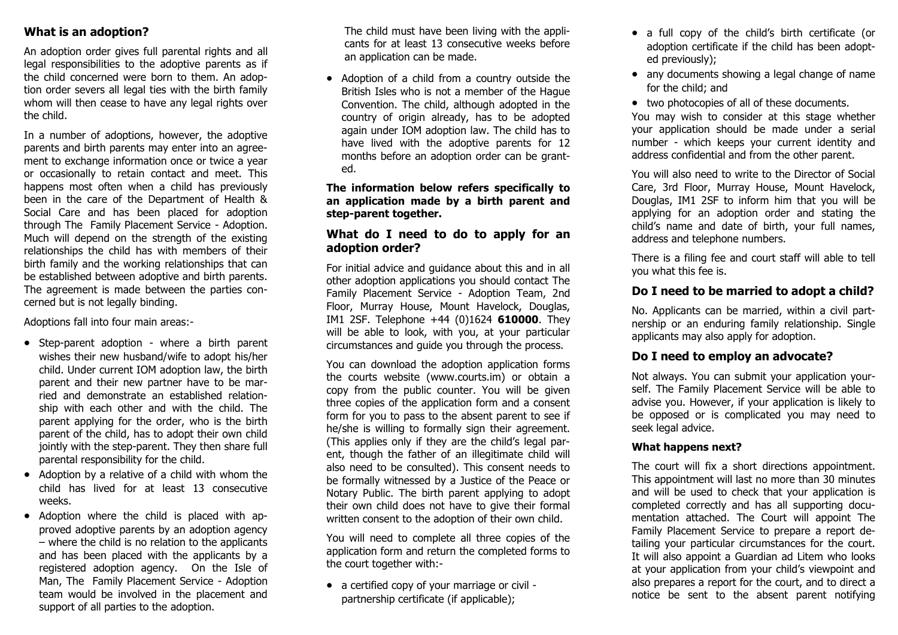## What is an adoption?

An adoption order gives full parental rights and all legal responsibilities to the adoptive parents as if the child concerned were born to them. An adoption order severs all legal ties with the birth family whom will then cease to have any legal rights over the child.

In a number of adoptions, however, the adoptive parents and birth parents may enter into an agreement to exchange information once or twice a year or occasionally to retain contact and meet. This happens most often when a child has previously been in the care of the Department of Health & Social Care and has been placed for adoption through The Family Placement Service - Adoption. Much will depend on the strength of the existing relationships the child has with members of their birth family and the working relationships that can be established between adoptive and birth parents. The agreement is made between the parties concerned but is not legally binding.

Adoptions fall into four main areas:-

- Step-parent adoption - where a birth parent wishes their new husband/wife to adopt his/her child. Under current IOM adoption law, the birth parent and their new partner have to be married and demonstrate an established relationship with each other and with the child. The parent applying for the order, who is the birth parent of the child, has to adopt their own child jointly with the step-parent. They then share full parental responsibility for the child.
- Adoption by a relative of a child with whom the child has lived for at least 13 consecutive weeks.
- Adoption where the child is placed with approved adoptive parents by an adoption agency – where the child is no relation to the applicants and has been placed with the applicants by a registered adoption agency. On the Isle of Man, The Family Placement Service - Adoption team would be involved in the placement and support of all parties to the adoption.

  The child must have been living with the applicants for at least 13 consecutive weeks before an application can be made.
- Adoption of a child from a country outside the British Isles who is not a member of the Hague Convention. The child, although adopted in the country of origin already, has to be adopted again under IOM adoption law. The child has to have lived with the adoptive parents for 12 months before an adoption order can be granted.

**The information below refers specifically to an application made by a birth parent and step-parent together.**

## What do I need to do to apply for an adoption order?

For initial advice and guidance about this and in all other adoption applications you should contact The Family Placement Service - Adoption Team, 2nd Floor, Murray House, Mount Havelock, Douglas, IM1 2SF. Telephone +44 (0)1624 **610000**. They will be able to look, with you, at your particular circumstances and guide you through the process.

You can download the adoption application forms the courts website (www.courts.im) or obtain a copy from the public counter. You will be given three copies of the application form and a consent form for you to pass to the absent parent to see if he/she is willing to formally sign their agreement. (This applies only if they are the child's legal parent, though the father of an illegitimate child will also need to be consulted). This consent needs to be formally witnessed by a Justice of the Peace or Notary Public. The birth parent applying to adopt their own child does not have to give their formal written consent to the adoption of their own child.

You will need to complete all three copies of the application form and return the completed forms to the court together with:-

- a certified copy of your marriage or civil - partnership certificate (if applicable);
- a full copy of the child's birth certificate (or adoption certificate if the child has been adopted previously);
- any documents showing a legal change of name for the child; and
- two photocopies of all of these documents.

You may wish to consider at this stage whether your application should be made under a serial number - which keeps your current identity and address confidential and from the other parent.

You will also need to write to the Director of Social Care, 3rd Floor, Murray House, Mount Havelock, Douglas, IM1 2SF to inform him that you will be applying for an adoption order and stating the child's name and date of birth, your full names, address and telephone numbers.

There is a filing fee and court staff will able to tell you what this fee is.

## Do I need to be married to adopt a child?

No. Applicants can be married, within a civil partnership or an enduring family relationship. Single applicants may also apply for adoption.

## Do I need to employ an advocate?

Not always. You can submit your application yourself. The Family Placement Service will be able to advise you. However, if your application is likely to be opposed or is complicated you may need to seek legal advice.

### What happens next?

The court will fix a short directions appointment. This appointment will last no more than 30 minutes and will be used to check that your application is completed correctly and has all supporting documentation attached. The Court will appoint The Family Placement Service to prepare a report detailing your particular circumstances for the court. It will also appoint a Guardian ad Litem who looks at your application from your child's viewpoint and also prepares a report for the court, and to direct a notice be sent to the absent parent notifying